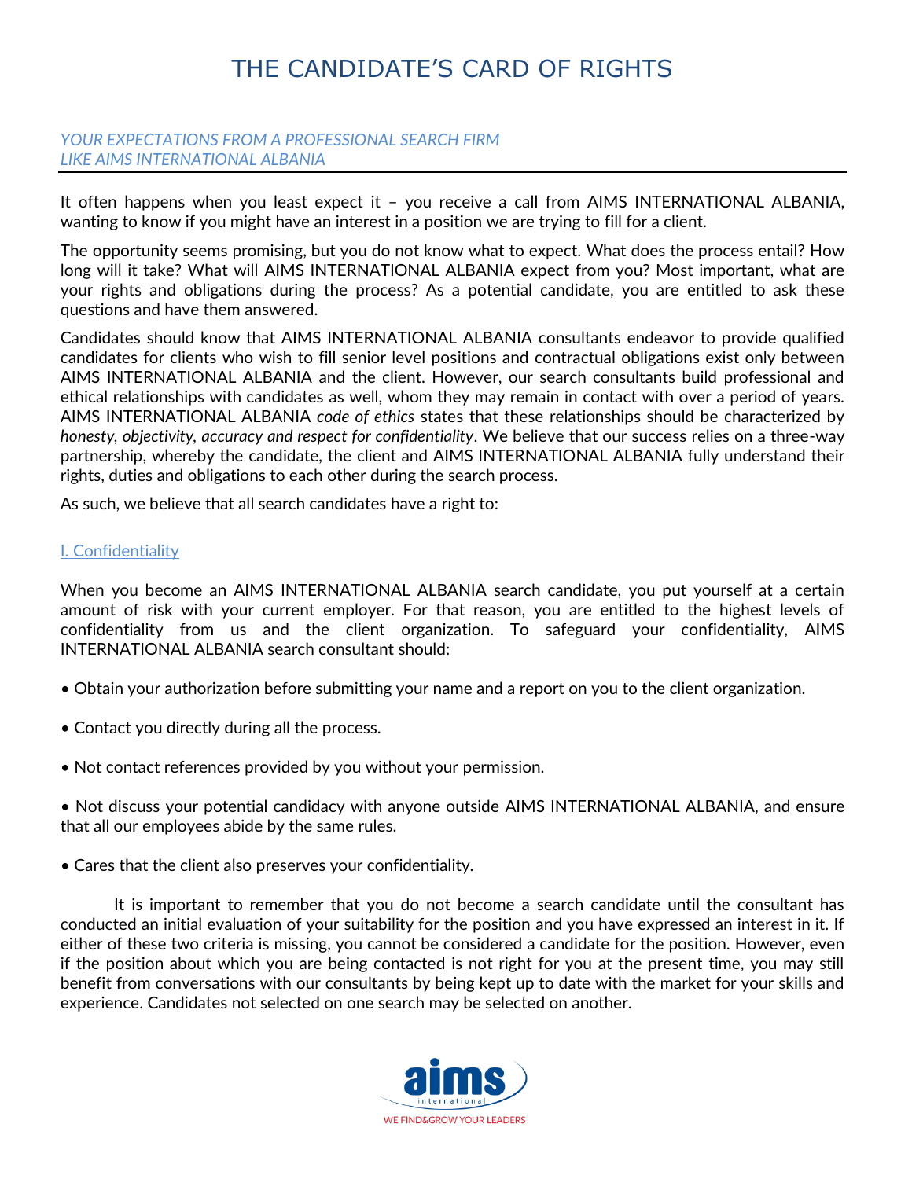# THE CANDIDATE'S CARD OF RIGHTS

*YOUR EXPECTATIONS FROM A PROFESSIONAL SEARCH FIRM LIKE AIMS INTERNATIONAL ALBANIA*

It often happens when you least expect it – you receive a call from AIMS INTERNATIONAL ALBANIA, wanting to know if you might have an interest in a position we are trying to fill for a client.

The opportunity seems promising, but you do not know what to expect. What does the process entail? How long will it take? What will AIMS INTERNATIONAL ALBANIA expect from you? Most important, what are your rights and obligations during the process? As a potential candidate, you are entitled to ask these questions and have them answered.

Candidates should know that AIMS INTERNATIONAL ALBANIA consultants endeavor to provide qualified candidates for clients who wish to fill senior level positions and contractual obligations exist only between AIMS INTERNATIONAL ALBANIA and the client. However, our search consultants build professional and ethical relationships with candidates as well, whom they may remain in contact with over a period of years. AIMS INTERNATIONAL ALBANIA *code of ethics* states that these relationships should be characterized by *honesty, objectivity, accuracy and respect for confidentiality*. We believe that our success relies on a three-way partnership, whereby the candidate, the client and AIMS INTERNATIONAL ALBANIA fully understand their rights, duties and obligations to each other during the search process.

As such, we believe that all search candidates have a right to:

## I. Confidentiality

When you become an AIMS INTERNATIONAL ALBANIA search candidate, you put yourself at a certain amount of risk with your current employer. For that reason, you are entitled to the highest levels of confidentiality from us and the client organization. To safeguard your confidentiality, AIMS INTERNATIONAL ALBANIA search consultant should:

- Obtain your authorization before submitting your name and a report on you to the client organization.
- Contact you directly during all the process.
- Not contact references provided by you without your permission.
- Not discuss your potential candidacy with anyone outside AIMS INTERNATIONAL ALBANIA, and ensure that all our employees abide by the same rules.
- Cares that the client also preserves your confidentiality.

It is important to remember that you do not become a search candidate until the consultant has conducted an initial evaluation of your suitability for the position and you have expressed an interest in it. If either of these two criteria is missing, you cannot be considered a candidate for the position. However, even if the position about which you are being contacted is not right for you at the present time, you may still benefit from conversations with our consultants by being kept up to date with the market for your skills and experience. Candidates not selected on one search may be selected on another.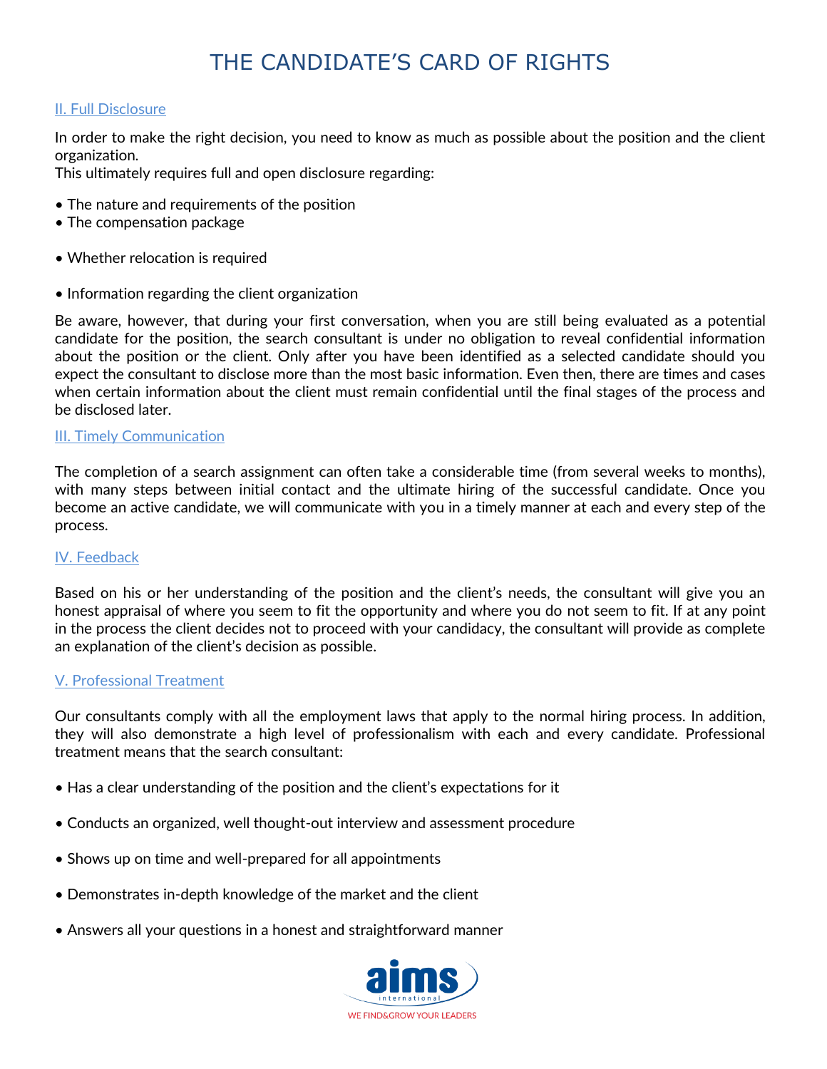# THE CANDIDATE'S CARD OF RIGHTS

## II. Full Disclosure

In order to make the right decision, you need to know as much as possible about the position and the client organization.
This ultimately requires full and open disclosure regarding:

- The nature and requirements of the position
- The compensation package
- Whether relocation is required
- Information regarding the client organization

Be aware, however, that during your first conversation, when you are still being evaluated as a potential candidate for the position, the search consultant is under no obligation to reveal confidential information about the position or the client. Only after you have been identified as a selected candidate should you expect the consultant to disclose more than the most basic information. Even then, there are times and cases when certain information about the client must remain confidential until the final stages of the process and be disclosed later.

## III. Timely Communication

The completion of a search assignment can often take a considerable time (from several weeks to months), with many steps between initial contact and the ultimate hiring of the successful candidate. Once you become an active candidate, we will communicate with you in a timely manner at each and every step of the process.

## IV. Feedback

Based on his or her understanding of the position and the client's needs, the consultant will give you an honest appraisal of where you seem to fit the opportunity and where you do not seem to fit. If at any point in the process the client decides not to proceed with your candidacy, the consultant will provide as complete an explanation of the client's decision as possible.

## V. Professional Treatment

Our consultants comply with all the employment laws that apply to the normal hiring process. In addition, they will also demonstrate a high level of professionalism with each and every candidate. Professional treatment means that the search consultant:

- Has a clear understanding of the position and the client's expectations for it
- Conducts an organized, well thought-out interview and assessment procedure
- Shows up on time and well-prepared for all appointments
- Demonstrates in-depth knowledge of the market and the client
- Answers all your questions in a honest and straightforward manner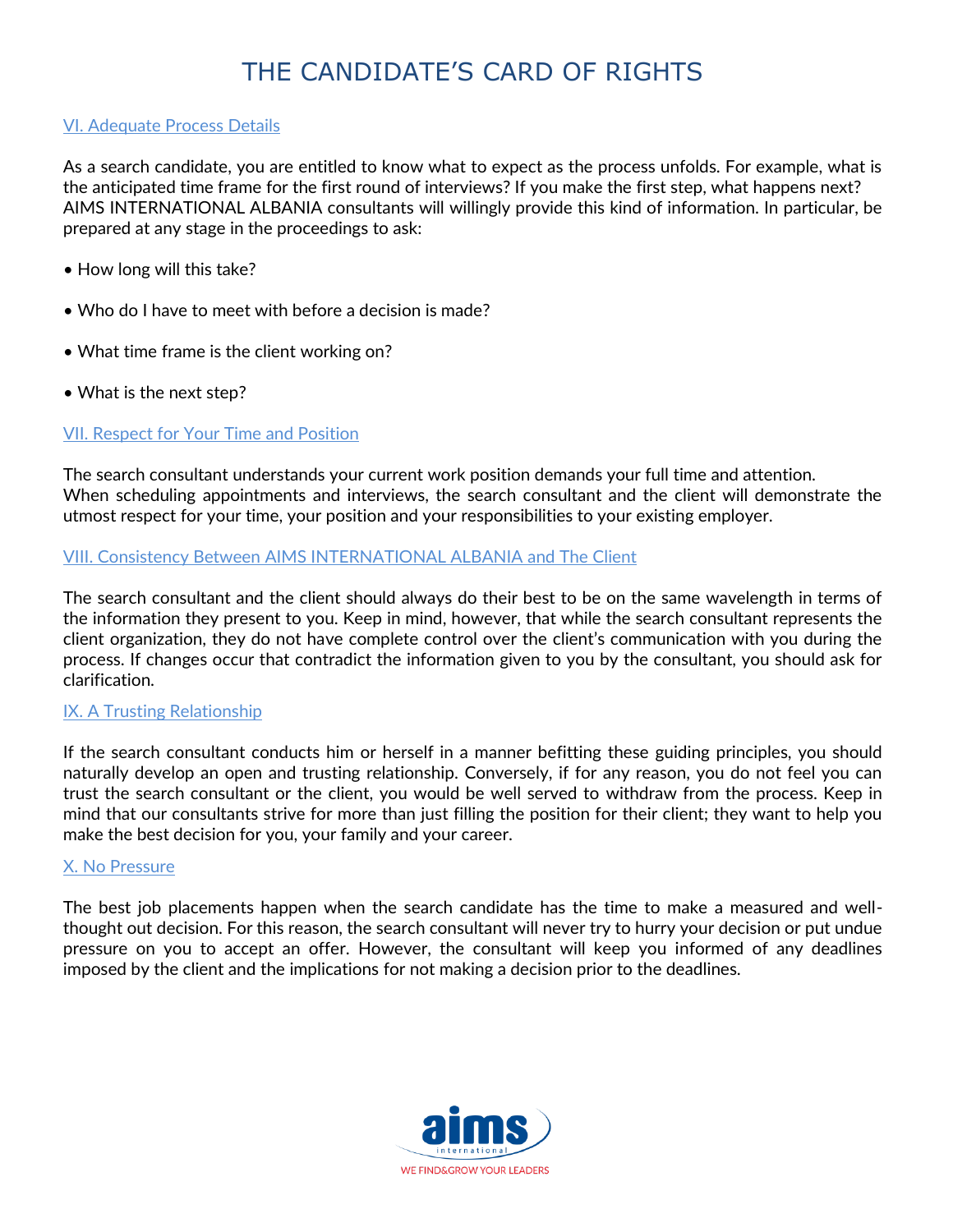# THE CANDIDATE'S CARD OF RIGHTS

## VI. Adequate Process Details

As a search candidate, you are entitled to know what to expect as the process unfolds. For example, what is the anticipated time frame for the first round of interviews? If you make the first step, what happens next? AIMS INTERNATIONAL ALBANIA consultants will willingly provide this kind of information. In particular, be prepared at any stage in the proceedings to ask:

- How long will this take?
- Who do I have to meet with before a decision is made?
- What time frame is the client working on?
- What is the next step?

## VII. Respect for Your Time and Position

The search consultant understands your current work position demands your full time and attention. When scheduling appointments and interviews, the search consultant and the client will demonstrate the utmost respect for your time, your position and your responsibilities to your existing employer.

## VIII. Consistency Between AIMS INTERNATIONAL ALBANIA and The Client

The search consultant and the client should always do their best to be on the same wavelength in terms of the information they present to you. Keep in mind, however, that while the search consultant represents the client organization, they do not have complete control over the client's communication with you during the process. If changes occur that contradict the information given to you by the consultant, you should ask for clarification.

## IX. A Trusting Relationship

If the search consultant conducts him or herself in a manner befitting these guiding principles, you should naturally develop an open and trusting relationship. Conversely, if for any reason, you do not feel you can trust the search consultant or the client, you would be well served to withdraw from the process. Keep in mind that our consultants strive for more than just filling the position for their client; they want to help you make the best decision for you, your family and your career.

## X. No Pressure

The best job placements happen when the search candidate has the time to make a measured and well-thought out decision. For this reason, the search consultant will never try to hurry your decision or put undue pressure on you to accept an offer. However, the consultant will keep you informed of any deadlines imposed by the client and the implications for not making a decision prior to the deadlines.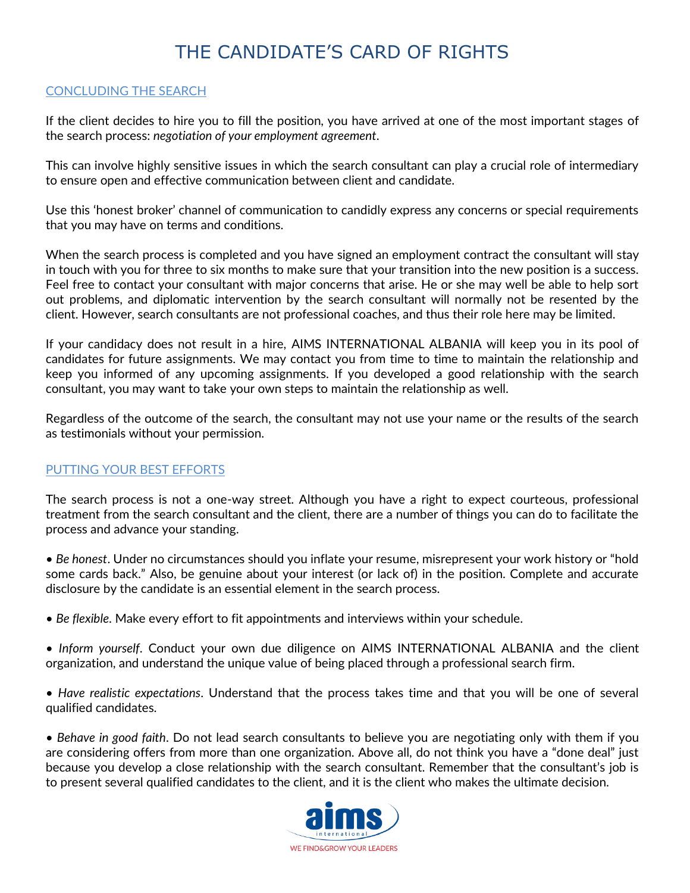# THE CANDIDATE'S CARD OF RIGHTS

## CONCLUDING THE SEARCH

If the client decides to hire you to fill the position, you have arrived at one of the most important stages of the search process: *negotiation of your employment agreement*.

This can involve highly sensitive issues in which the search consultant can play a crucial role of intermediary to ensure open and effective communication between client and candidate.

Use this 'honest broker' channel of communication to candidly express any concerns or special requirements that you may have on terms and conditions.

When the search process is completed and you have signed an employment contract the consultant will stay in touch with you for three to six months to make sure that your transition into the new position is a success. Feel free to contact your consultant with major concerns that arise. He or she may well be able to help sort out problems, and diplomatic intervention by the search consultant will normally not be resented by the client. However, search consultants are not professional coaches, and thus their role here may be limited.

If your candidacy does not result in a hire, AIMS INTERNATIONAL ALBANIA will keep you in its pool of candidates for future assignments. We may contact you from time to time to maintain the relationship and keep you informed of any upcoming assignments. If you developed a good relationship with the search consultant, you may want to take your own steps to maintain the relationship as well.

Regardless of the outcome of the search, the consultant may not use your name or the results of the search as testimonials without your permission.

## PUTTING YOUR BEST EFFORTS

The search process is not a one-way street. Although you have a right to expect courteous, professional treatment from the search consultant and the client, there are a number of things you can do to facilitate the process and advance your standing.

- *Be honest*. Under no circumstances should you inflate your resume, misrepresent your work history or "hold some cards back." Also, be genuine about your interest (or lack of) in the position. Complete and accurate disclosure by the candidate is an essential element in the search process.

- *Be flexible*. Make every effort to fit appointments and interviews within your schedule.

- *Inform yourself*. Conduct your own due diligence on AIMS INTERNATIONAL ALBANIA and the client organization, and understand the unique value of being placed through a professional search firm.

- *Have realistic expectations*. Understand that the process takes time and that you will be one of several qualified candidates.

- *Behave in good faith*. Do not lead search consultants to believe you are negotiating only with them if you are considering offers from more than one organization. Above all, do not think you have a "done deal" just because you develop a close relationship with the search consultant. Remember that the consultant's job is to present several qualified candidates to the client, and it is the client who makes the ultimate decision.

aims international
WE FIND&GROW YOUR LEADERS